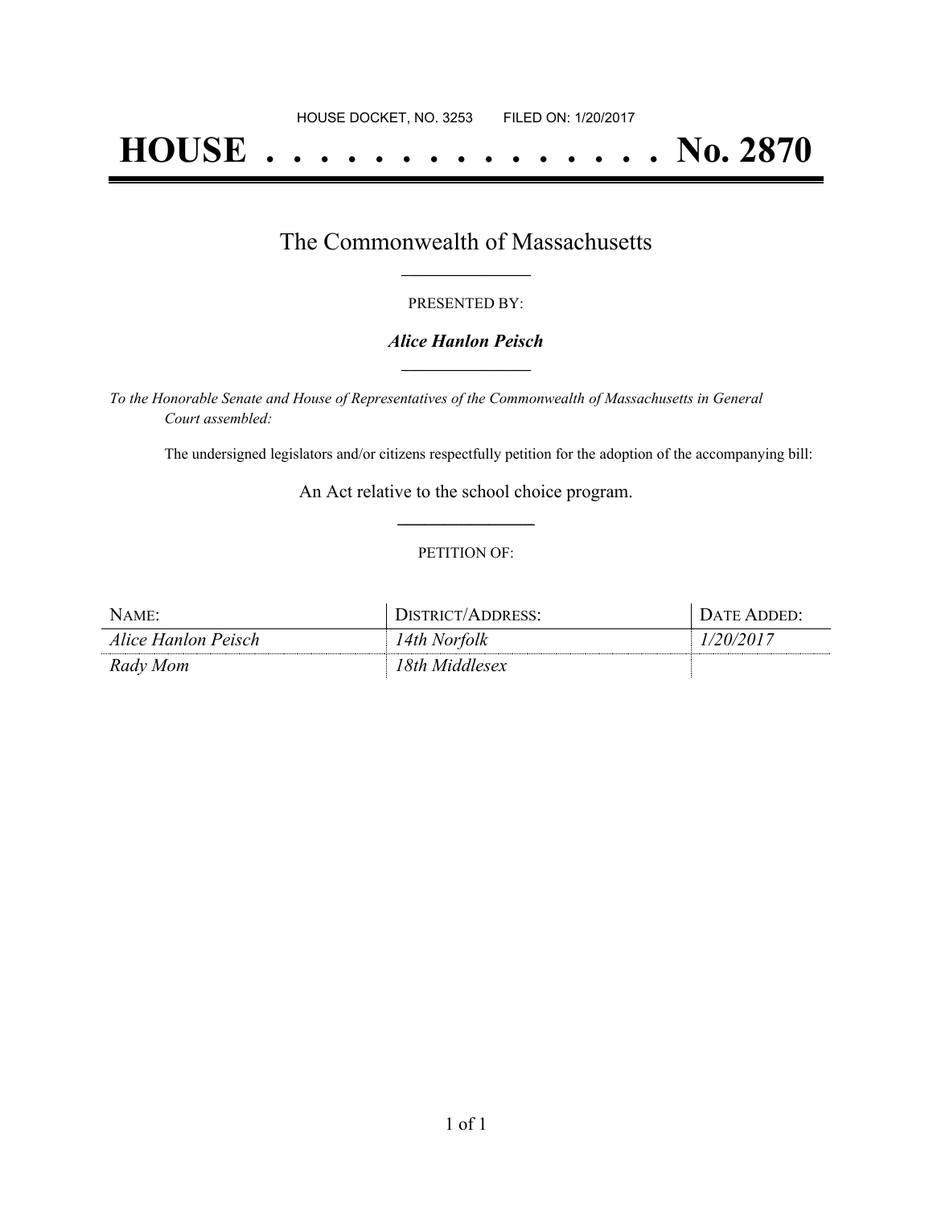HOUSE DOCKET, NO. 3253        FILED ON: 1/20/2017

# HOUSE . . . . . . . . . . . . . . . No. 2870

## The Commonwealth of Massachusetts

PRESENTED BY:

***Alice Hanlon Peisch***

*To the Honorable Senate and House of Representatives of the Commonwealth of Massachusetts in General Court assembled:*

The undersigned legislators and/or citizens respectfully petition for the adoption of the accompanying bill:

An Act relative to the school choice program.

PETITION OF:

| NAME: | DISTRICT/ADDRESS: | DATE ADDED: |
|---|---|---|
| *Alice Hanlon Peisch* | *14th Norfolk* | *1/20/2017* |
| *Rady Mom* | *18th Middlesex* | |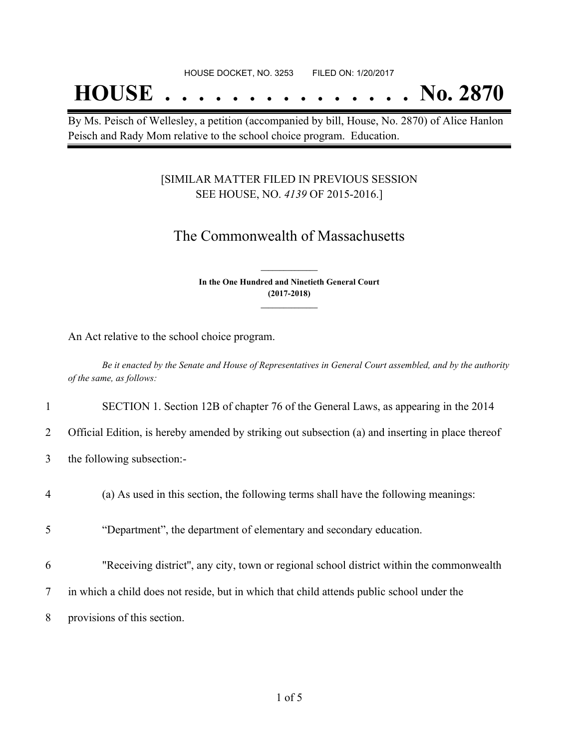HOUSE DOCKET, NO. 3253 FILED ON: 1/20/2017

# HOUSE . . . . . . . . . . . . . . . No. 2870

By Ms. Peisch of Wellesley, a petition (accompanied by bill, House, No. 2870) of Alice Hanlon Peisch and Rady Mom relative to the school choice program. Education.

[SIMILAR MATTER FILED IN PREVIOUS SESSION SEE HOUSE, NO. *4139* OF 2015-2016.]

## The Commonwealth of Massachusetts

**In the One Hundred and Ninetieth General Court (2017-2018)**

An Act relative to the school choice program.

*Be it enacted by the Senate and House of Representatives in General Court assembled, and by the authority of the same, as follows:*

1 SECTION 1. Section 12B of chapter 76 of the General Laws, as appearing in the 2014
2 Official Edition, is hereby amended by striking out subsection (a) and inserting in place thereof
3 the following subsection:-

4 (a) As used in this section, the following terms shall have the following meanings:

5 “Department”, the department of elementary and secondary education.

6 "Receiving district", any city, town or regional school district within the commonwealth
7 in which a child does not reside, but in which that child attends public school under the
8 provisions of this section.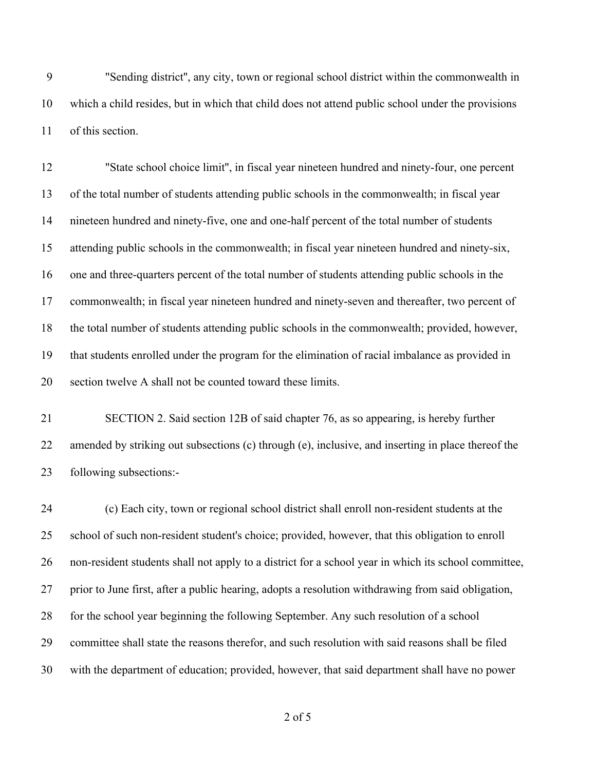"Sending district", any city, town or regional school district within the commonwealth in which a child resides, but in which that child does not attend public school under the provisions of this section.

"State school choice limit", in fiscal year nineteen hundred and ninety-four, one percent of the total number of students attending public schools in the commonwealth; in fiscal year nineteen hundred and ninety-five, one and one-half percent of the total number of students attending public schools in the commonwealth; in fiscal year nineteen hundred and ninety-six, one and three-quarters percent of the total number of students attending public schools in the commonwealth; in fiscal year nineteen hundred and ninety-seven and thereafter, two percent of the total number of students attending public schools in the commonwealth; provided, however, that students enrolled under the program for the elimination of racial imbalance as provided in section twelve A shall not be counted toward these limits.

SECTION 2. Said section 12B of said chapter 76, as so appearing, is hereby further amended by striking out subsections (c) through (e), inclusive, and inserting in place thereof the following subsections:-

(c) Each city, town or regional school district shall enroll non-resident students at the school of such non-resident student's choice; provided, however, that this obligation to enroll non-resident students shall not apply to a district for a school year in which its school committee, prior to June first, after a public hearing, adopts a resolution withdrawing from said obligation, for the school year beginning the following September. Any such resolution of a school committee shall state the reasons therefor, and such resolution with said reasons shall be filed with the department of education; provided, however, that said department shall have no power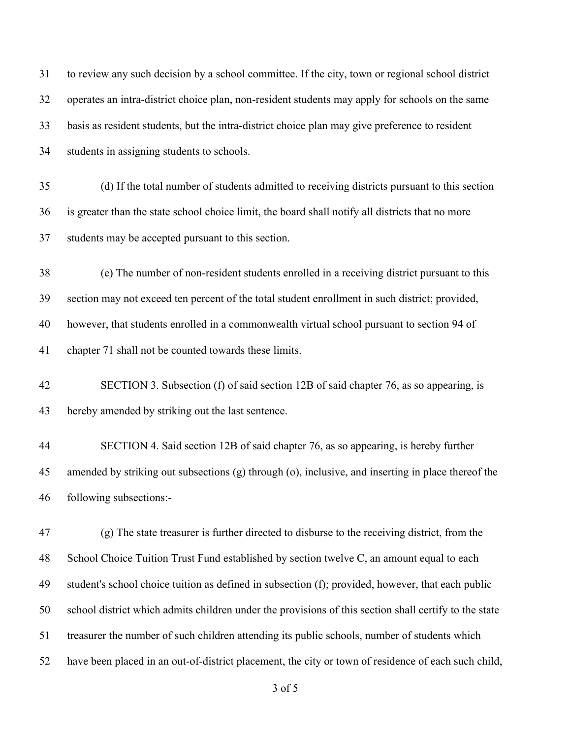to review any such decision by a school committee. If the city, town or regional school district operates an intra-district choice plan, non-resident students may apply for schools on the same basis as resident students, but the intra-district choice plan may give preference to resident students in assigning students to schools.

(d) If the total number of students admitted to receiving districts pursuant to this section is greater than the state school choice limit, the board shall notify all districts that no more students may be accepted pursuant to this section.

(e) The number of non-resident students enrolled in a receiving district pursuant to this section may not exceed ten percent of the total student enrollment in such district; provided, however, that students enrolled in a commonwealth virtual school pursuant to section 94 of chapter 71 shall not be counted towards these limits.

SECTION 3. Subsection (f) of said section 12B of said chapter 76, as so appearing, is hereby amended by striking out the last sentence.

SECTION 4. Said section 12B of said chapter 76, as so appearing, is hereby further amended by striking out subsections (g) through (o), inclusive, and inserting in place thereof the following subsections:-

(g) The state treasurer is further directed to disburse to the receiving district, from the School Choice Tuition Trust Fund established by section twelve C, an amount equal to each student's school choice tuition as defined in subsection (f); provided, however, that each public school district which admits children under the provisions of this section shall certify to the state treasurer the number of such children attending its public schools, number of students which have been placed in an out-of-district placement, the city or town of residence of each such child,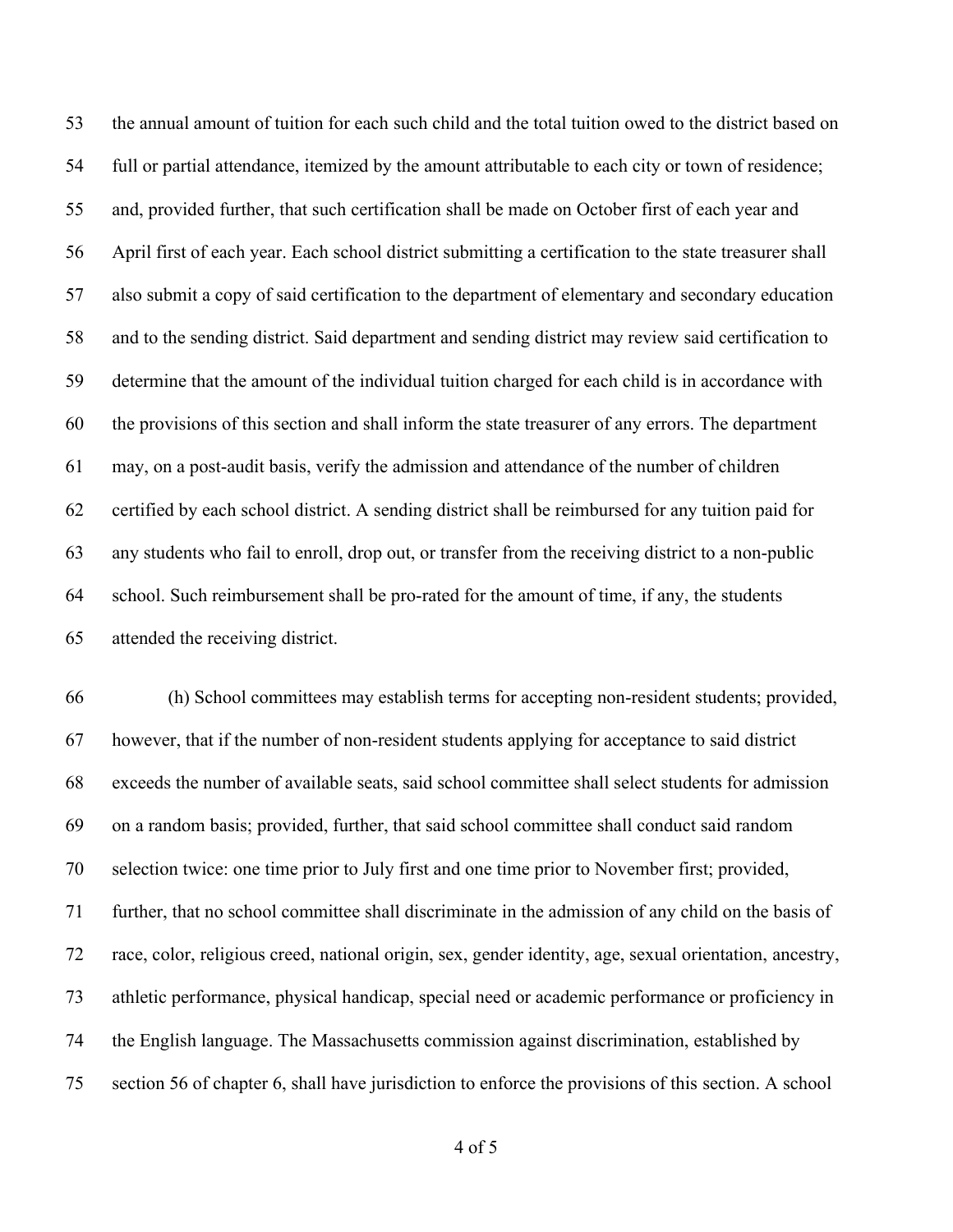the annual amount of tuition for each such child and the total tuition owed to the district based on full or partial attendance, itemized by the amount attributable to each city or town of residence; and, provided further, that such certification shall be made on October first of each year and April first of each year. Each school district submitting a certification to the state treasurer shall also submit a copy of said certification to the department of elementary and secondary education and to the sending district. Said department and sending district may review said certification to determine that the amount of the individual tuition charged for each child is in accordance with the provisions of this section and shall inform the state treasurer of any errors. The department may, on a post-audit basis, verify the admission and attendance of the number of children certified by each school district. A sending district shall be reimbursed for any tuition paid for any students who fail to enroll, drop out, or transfer from the receiving district to a non-public school. Such reimbursement shall be pro-rated for the amount of time, if any, the students attended the receiving district.

(h) School committees may establish terms for accepting non-resident students; provided, however, that if the number of non-resident students applying for acceptance to said district exceeds the number of available seats, said school committee shall select students for admission on a random basis; provided, further, that said school committee shall conduct said random selection twice: one time prior to July first and one time prior to November first; provided, further, that no school committee shall discriminate in the admission of any child on the basis of race, color, religious creed, national origin, sex, gender identity, age, sexual orientation, ancestry, athletic performance, physical handicap, special need or academic performance or proficiency in the English language. The Massachusetts commission against discrimination, established by section 56 of chapter 6, shall have jurisdiction to enforce the provisions of this section. A school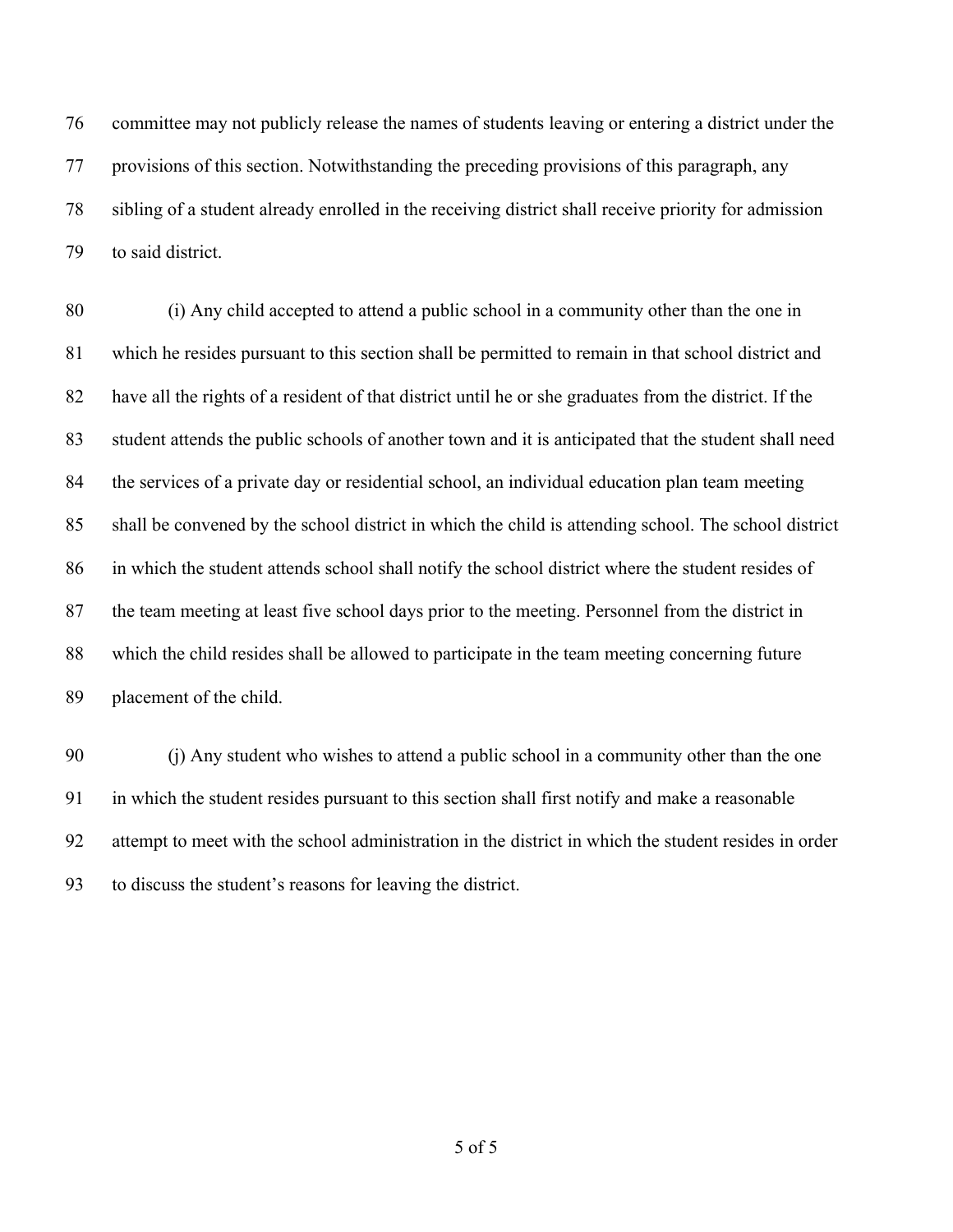committee may not publicly release the names of students leaving or entering a district under the provisions of this section. Notwithstanding the preceding provisions of this paragraph, any sibling of a student already enrolled in the receiving district shall receive priority for admission to said district.

(i) Any child accepted to attend a public school in a community other than the one in which he resides pursuant to this section shall be permitted to remain in that school district and have all the rights of a resident of that district until he or she graduates from the district. If the student attends the public schools of another town and it is anticipated that the student shall need the services of a private day or residential school, an individual education plan team meeting shall be convened by the school district in which the child is attending school. The school district in which the student attends school shall notify the school district where the student resides of the team meeting at least five school days prior to the meeting. Personnel from the district in which the child resides shall be allowed to participate in the team meeting concerning future placement of the child.

(j) Any student who wishes to attend a public school in a community other than the one in which the student resides pursuant to this section shall first notify and make a reasonable attempt to meet with the school administration in the district in which the student resides in order to discuss the student's reasons for leaving the district.